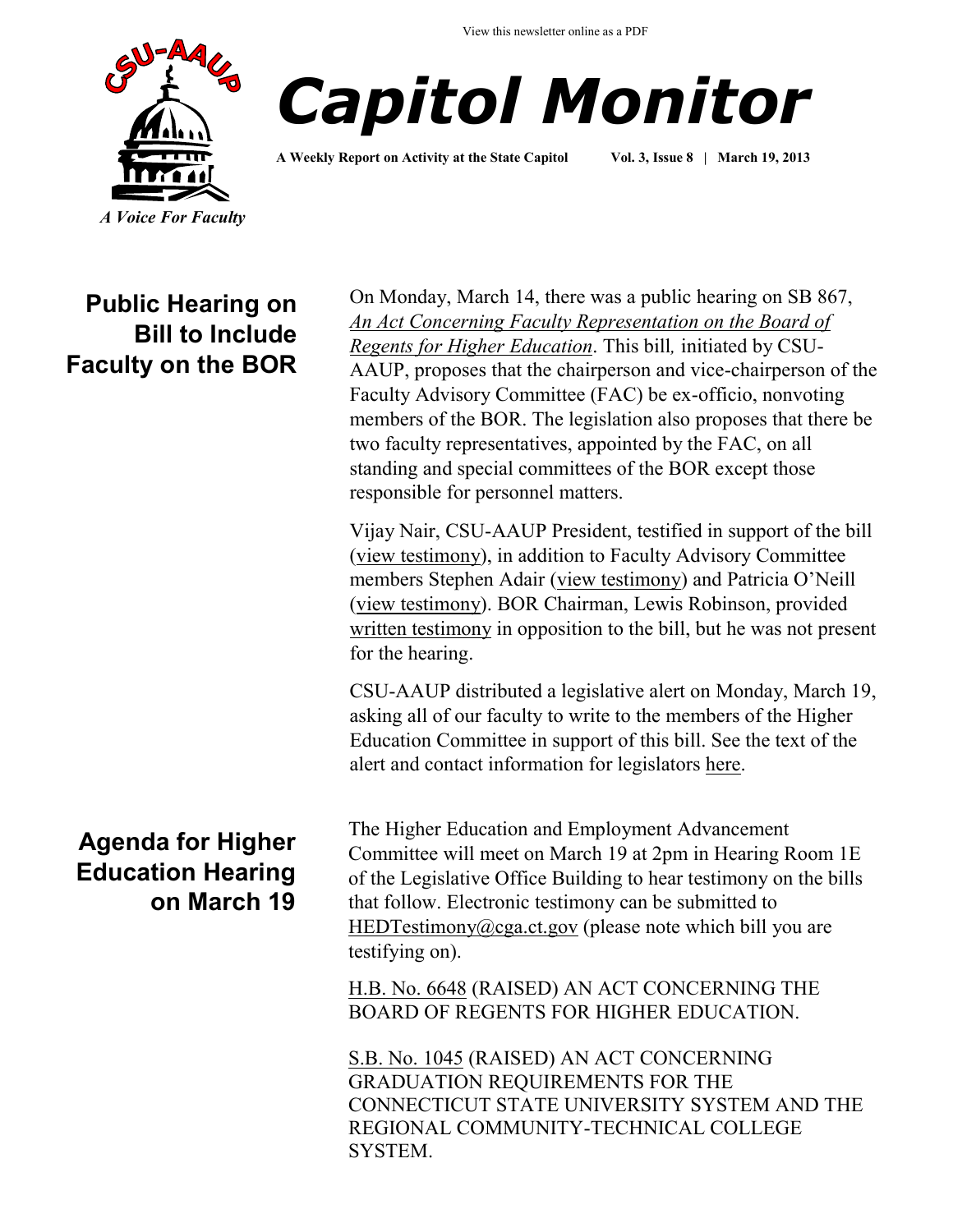View this newsletter online as a PDF

# Capitol Monitor

**A Weekly Report on Activity at the State Capitol** **Vol. 3, Issue 8 | March 19, 2013**

*A Voice For Faculty*

## Public Hearing on Bill to Include Faculty on the BOR

On Monday, March 14, there was a public hearing on SB 867, *An Act Concerning Faculty Representation on the Board of Regents for Higher Education*. This bill*,* initiated by CSU-AAUP, proposes that the chairperson and vice-chairperson of the Faculty Advisory Committee (FAC) be ex-officio, nonvoting members of the BOR. The legislation also proposes that there be two faculty representatives, appointed by the FAC, on all standing and special committees of the BOR except those responsible for personnel matters.

Vijay Nair, CSU-AAUP President, testified in support of the bill (view testimony), in addition to Faculty Advisory Committee members Stephen Adair (view testimony) and Patricia O'Neill (view testimony). BOR Chairman, Lewis Robinson, provided written testimony in opposition to the bill, but he was not present for the hearing.

CSU-AAUP distributed a legislative alert on Monday, March 19, asking all of our faculty to write to the members of the Higher Education Committee in support of this bill. See the text of the alert and contact information for legislators here.

## Agenda for Higher Education Hearing on March 19

The Higher Education and Employment Advancement Committee will meet on March 19 at 2pm in Hearing Room 1E of the Legislative Office Building to hear testimony on the bills that follow. Electronic testimony can be submitted to HEDTestimony@cga.ct.gov (please note which bill you are testifying on).

H.B. No. 6648 (RAISED) AN ACT CONCERNING THE BOARD OF REGENTS FOR HIGHER EDUCATION.

S.B. No. 1045 (RAISED) AN ACT CONCERNING GRADUATION REQUIREMENTS FOR THE CONNECTICUT STATE UNIVERSITY SYSTEM AND THE REGIONAL COMMUNITY-TECHNICAL COLLEGE SYSTEM.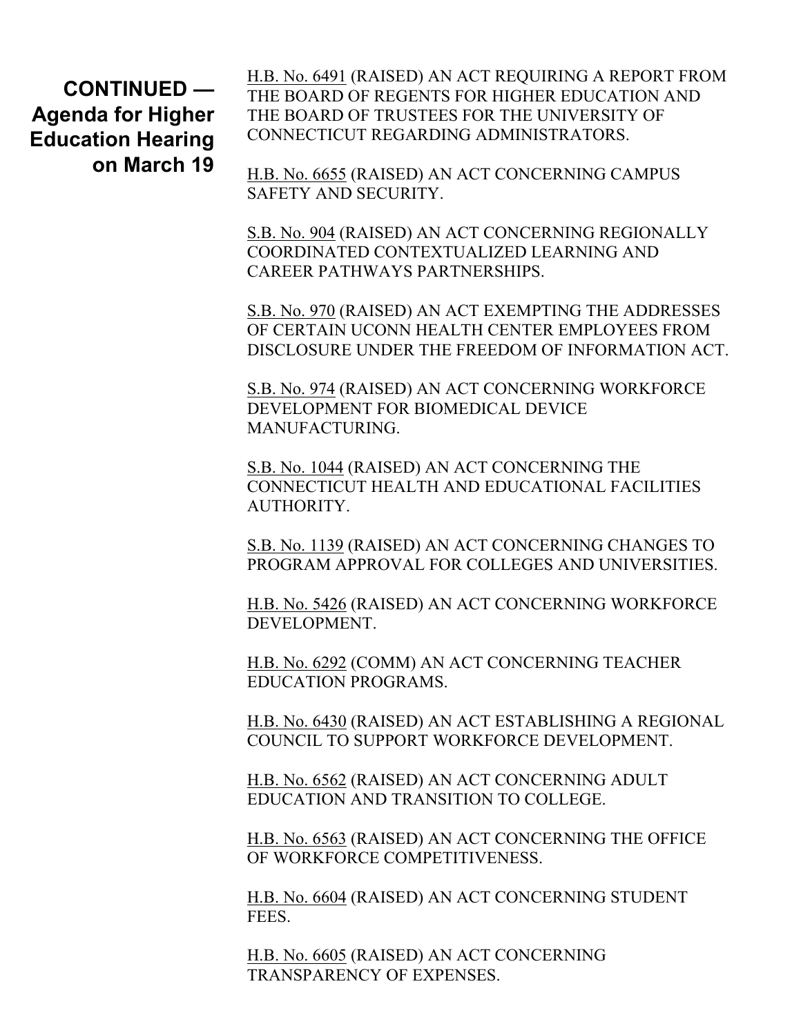**CONTINUED — Agenda for Higher Education Hearing on March 19**

H.B. No. 6491 (RAISED) AN ACT REQUIRING A REPORT FROM THE BOARD OF REGENTS FOR HIGHER EDUCATION AND THE BOARD OF TRUSTEES FOR THE UNIVERSITY OF CONNECTICUT REGARDING ADMINISTRATORS.

H.B. No. 6655 (RAISED) AN ACT CONCERNING CAMPUS SAFETY AND SECURITY.

S.B. No. 904 (RAISED) AN ACT CONCERNING REGIONALLY COORDINATED CONTEXTUALIZED LEARNING AND CAREER PATHWAYS PARTNERSHIPS.

S.B. No. 970 (RAISED) AN ACT EXEMPTING THE ADDRESSES OF CERTAIN UCONN HEALTH CENTER EMPLOYEES FROM DISCLOSURE UNDER THE FREEDOM OF INFORMATION ACT.

S.B. No. 974 (RAISED) AN ACT CONCERNING WORKFORCE DEVELOPMENT FOR BIOMEDICAL DEVICE MANUFACTURING.

S.B. No. 1044 (RAISED) AN ACT CONCERNING THE CONNECTICUT HEALTH AND EDUCATIONAL FACILITIES AUTHORITY.

S.B. No. 1139 (RAISED) AN ACT CONCERNING CHANGES TO PROGRAM APPROVAL FOR COLLEGES AND UNIVERSITIES.

H.B. No. 5426 (RAISED) AN ACT CONCERNING WORKFORCE DEVELOPMENT.

H.B. No. 6292 (COMM) AN ACT CONCERNING TEACHER EDUCATION PROGRAMS.

H.B. No. 6430 (RAISED) AN ACT ESTABLISHING A REGIONAL COUNCIL TO SUPPORT WORKFORCE DEVELOPMENT.

H.B. No. 6562 (RAISED) AN ACT CONCERNING ADULT EDUCATION AND TRANSITION TO COLLEGE.

H.B. No. 6563 (RAISED) AN ACT CONCERNING THE OFFICE OF WORKFORCE COMPETITIVENESS.

H.B. No. 6604 (RAISED) AN ACT CONCERNING STUDENT FEES.

H.B. No. 6605 (RAISED) AN ACT CONCERNING TRANSPARENCY OF EXPENSES.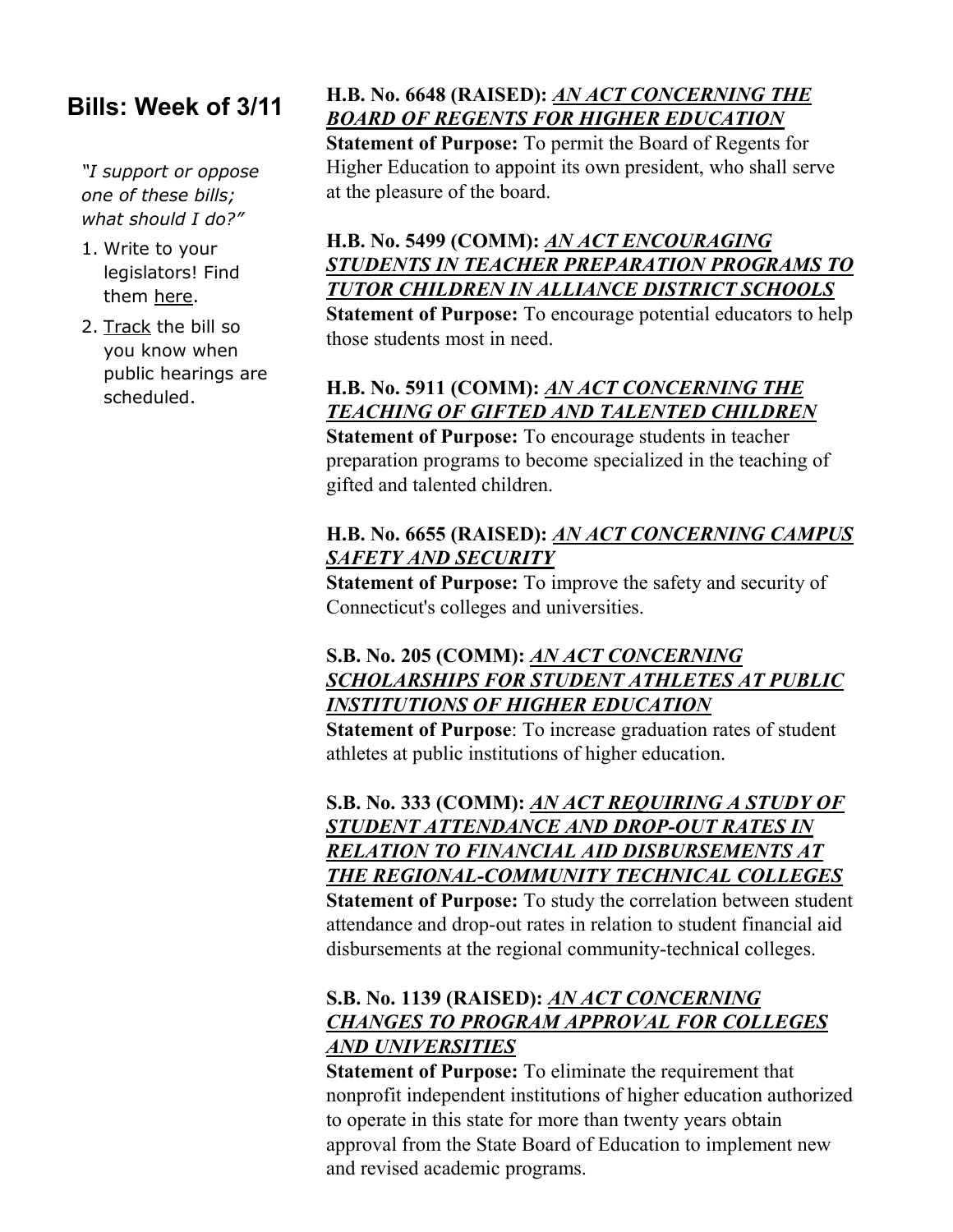## Bills: Week of 3/11

*"I support or oppose one of these bills; what should I do?"*

1. Write to your legislators! Find them here.
2. Track the bill so you know when public hearings are scheduled.

**H.B. No. 6648 (RAISED):** ***AN ACT CONCERNING THE BOARD OF REGENTS FOR HIGHER EDUCATION***
**Statement of Purpose:** To permit the Board of Regents for Higher Education to appoint its own president, who shall serve at the pleasure of the board.

**H.B. No. 5499 (COMM):** ***AN ACT ENCOURAGING STUDENTS IN TEACHER PREPARATION PROGRAMS TO TUTOR CHILDREN IN ALLIANCE DISTRICT SCHOOLS***
**Statement of Purpose:** To encourage potential educators to help those students most in need.

**H.B. No. 5911 (COMM):** ***AN ACT CONCERNING THE TEACHING OF GIFTED AND TALENTED CHILDREN***
**Statement of Purpose:** To encourage students in teacher preparation programs to become specialized in the teaching of gifted and talented children.

**H.B. No. 6655 (RAISED):** ***AN ACT CONCERNING CAMPUS SAFETY AND SECURITY***
**Statement of Purpose:** To improve the safety and security of Connecticut's colleges and universities.

**S.B. No. 205 (COMM):** ***AN ACT CONCERNING SCHOLARSHIPS FOR STUDENT ATHLETES AT PUBLIC INSTITUTIONS OF HIGHER EDUCATION***
**Statement of Purpose**: To increase graduation rates of student athletes at public institutions of higher education.

**S.B. No. 333 (COMM):** ***AN ACT REQUIRING A STUDY OF STUDENT ATTENDANCE AND DROP-OUT RATES IN RELATION TO FINANCIAL AID DISBURSEMENTS AT THE REGIONAL-COMMUNITY TECHNICAL COLLEGES***
**Statement of Purpose:** To study the correlation between student attendance and drop-out rates in relation to student financial aid disbursements at the regional community-technical colleges.

**S.B. No. 1139 (RAISED):** ***AN ACT CONCERNING CHANGES TO PROGRAM APPROVAL FOR COLLEGES AND UNIVERSITIES***
**Statement of Purpose:** To eliminate the requirement that nonprofit independent institutions of higher education authorized to operate in this state for more than twenty years obtain approval from the State Board of Education to implement new and revised academic programs.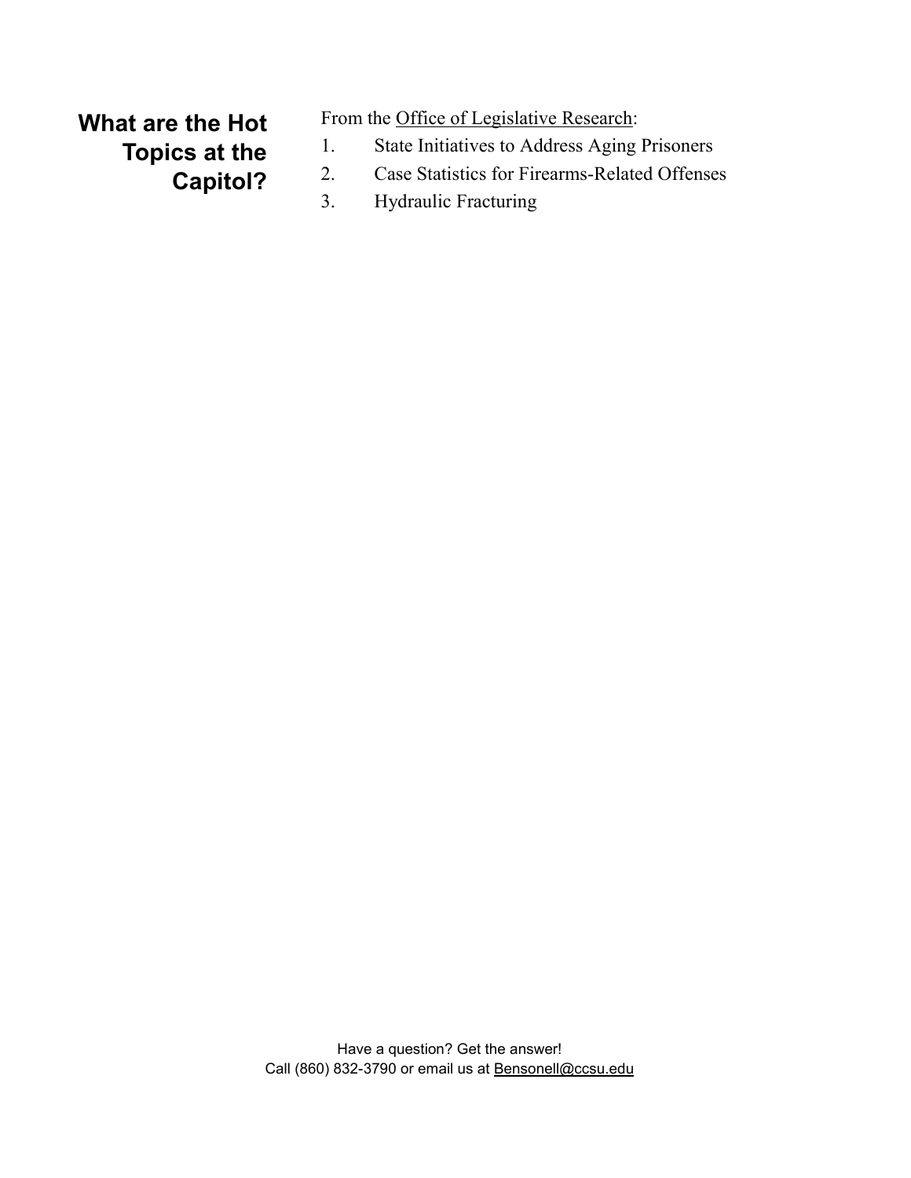## What are the Hot Topics at the Capitol?

From the Office of Legislative Research:

1. State Initiatives to Address Aging Prisoners
2. Case Statistics for Firearms-Related Offenses
3. Hydraulic Fracturing

Have a question? Get the answer!
Call (860) 832-3790 or email us at Bensonell@ccsu.edu